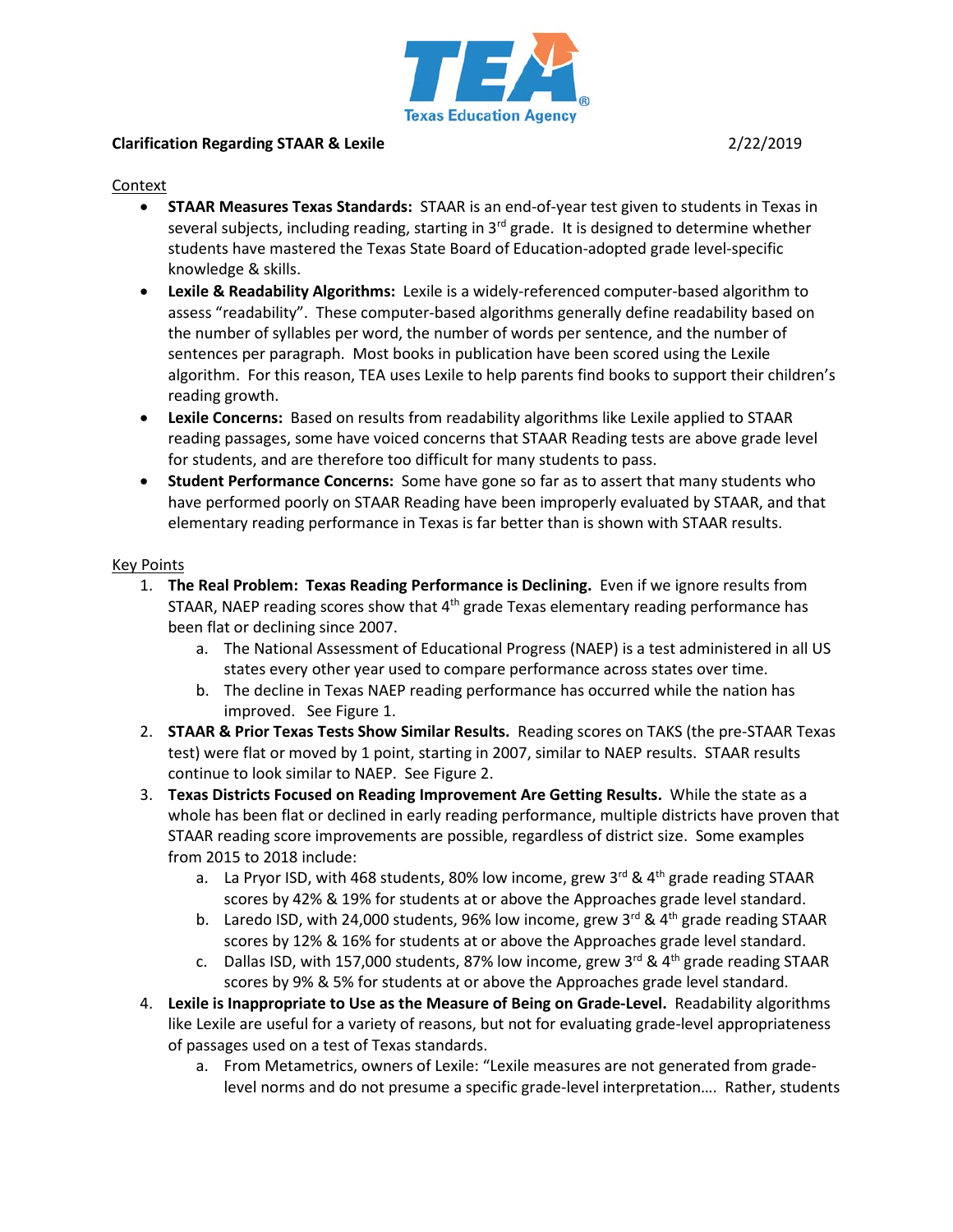**Clarification Regarding STAAR & Lexile** 2/22/2019

Context

- **STAAR Measures Texas Standards:** STAAR is an end-of-year test given to students in Texas in several subjects, including reading, starting in 3rd grade. It is designed to determine whether students have mastered the Texas State Board of Education-adopted grade level-specific knowledge & skills.
- **Lexile & Readability Algorithms:** Lexile is a widely-referenced computer-based algorithm to assess "readability". These computer-based algorithms generally define readability based on the number of syllables per word, the number of words per sentence, and the number of sentences per paragraph. Most books in publication have been scored using the Lexile algorithm. For this reason, TEA uses Lexile to help parents find books to support their children's reading growth.
- **Lexile Concerns:** Based on results from readability algorithms like Lexile applied to STAAR reading passages, some have voiced concerns that STAAR Reading tests are above grade level for students, and are therefore too difficult for many students to pass.
- **Student Performance Concerns:** Some have gone so far as to assert that many students who have performed poorly on STAAR Reading have been improperly evaluated by STAAR, and that elementary reading performance in Texas is far better than is shown with STAAR results.

Key Points

1. **The Real Problem: Texas Reading Performance is Declining.** Even if we ignore results from STAAR, NAEP reading scores show that 4th grade Texas elementary reading performance has been flat or declining since 2007.
   a. The National Assessment of Educational Progress (NAEP) is a test administered in all US states every other year used to compare performance across states over time.
   b. The decline in Texas NAEP reading performance has occurred while the nation has improved. See Figure 1.
2. **STAAR & Prior Texas Tests Show Similar Results.** Reading scores on TAKS (the pre-STAAR Texas test) were flat or moved by 1 point, starting in 2007, similar to NAEP results. STAAR results continue to look similar to NAEP. See Figure 2.
3. **Texas Districts Focused on Reading Improvement Are Getting Results.** While the state as a whole has been flat or declined in early reading performance, multiple districts have proven that STAAR reading score improvements are possible, regardless of district size. Some examples from 2015 to 2018 include:
   a. La Pryor ISD, with 468 students, 80% low income, grew 3rd & 4th grade reading STAAR scores by 42% & 19% for students at or above the Approaches grade level standard.
   b. Laredo ISD, with 24,000 students, 96% low income, grew 3rd & 4th grade reading STAAR scores by 12% & 16% for students at or above the Approaches grade level standard.
   c. Dallas ISD, with 157,000 students, 87% low income, grew 3rd & 4th grade reading STAAR scores by 9% & 5% for students at or above the Approaches grade level standard.
4. **Lexile is Inappropriate to Use as the Measure of Being on Grade-Level.** Readability algorithms like Lexile are useful for a variety of reasons, but not for evaluating grade-level appropriateness of passages used on a test of Texas standards.
   a. From Metametrics, owners of Lexile: "Lexile measures are not generated from grade-level norms and do not presume a specific grade-level interpretation…. Rather, students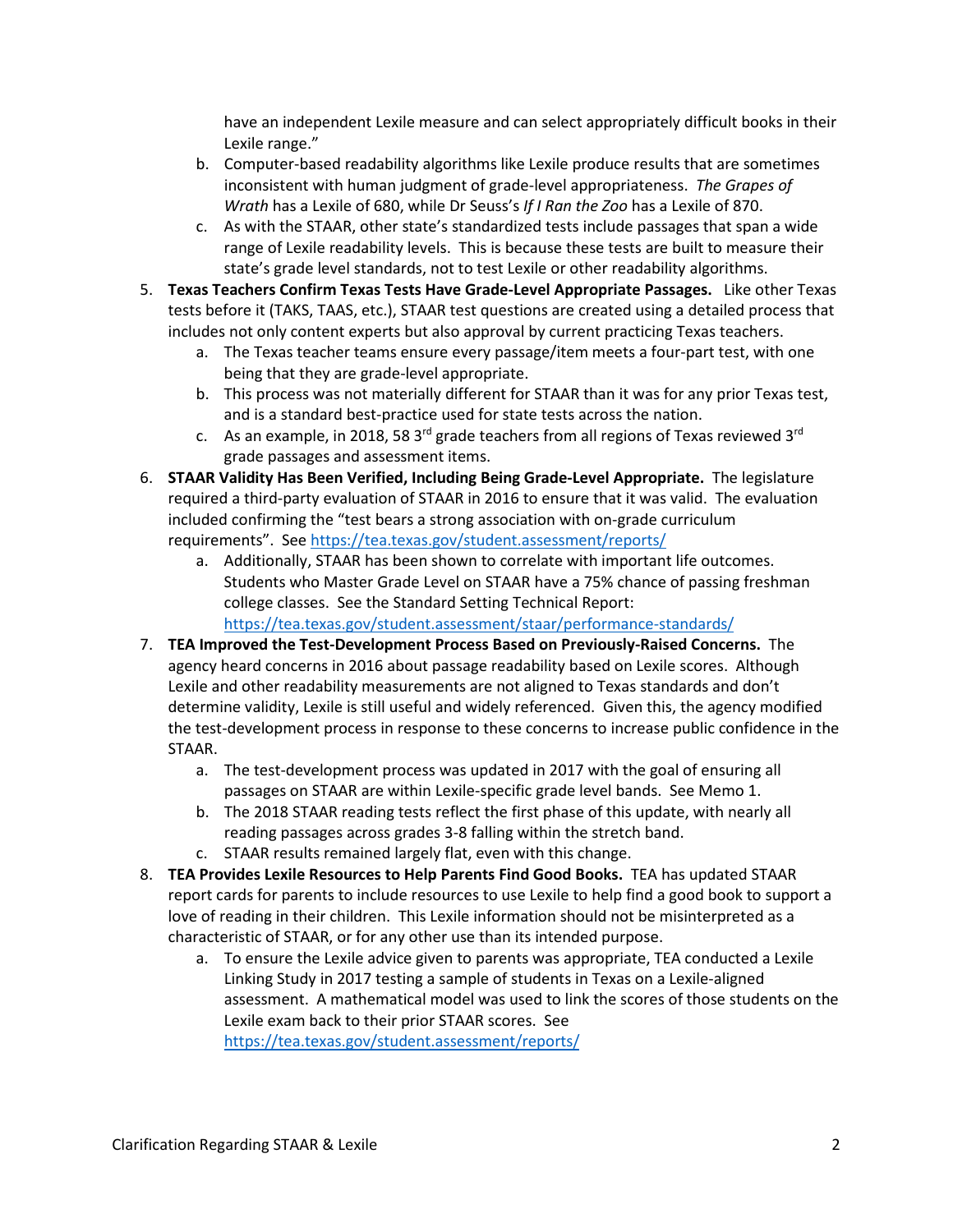have an independent Lexile measure and can select appropriately difficult books in their Lexile range."

   b. Computer-based readability algorithms like Lexile produce results that are sometimes inconsistent with human judgment of grade-level appropriateness. *The Grapes of Wrath* has a Lexile of 680, while Dr Seuss's *If I Ran the Zoo* has a Lexile of 870.
   c. As with the STAAR, other state's standardized tests include passages that span a wide range of Lexile readability levels. This is because these tests are built to measure their state's grade level standards, not to test Lexile or other readability algorithms.

5. **Texas Teachers Confirm Texas Tests Have Grade-Level Appropriate Passages.** Like other Texas tests before it (TAKS, TAAS, etc.), STAAR test questions are created using a detailed process that includes not only content experts but also approval by current practicing Texas teachers.
   a. The Texas teacher teams ensure every passage/item meets a four-part test, with one being that they are grade-level appropriate.
   b. This process was not materially different for STAAR than it was for any prior Texas test, and is a standard best-practice used for state tests across the nation.
   c. As an example, in 2018, 58 3rd grade teachers from all regions of Texas reviewed 3rd grade passages and assessment items.
6. **STAAR Validity Has Been Verified, Including Being Grade-Level Appropriate.** The legislature required a third-party evaluation of STAAR in 2016 to ensure that it was valid. The evaluation included confirming the "test bears a strong association with on-grade curriculum requirements". See https://tea.texas.gov/student.assessment/reports/
   a. Additionally, STAAR has been shown to correlate with important life outcomes. Students who Master Grade Level on STAAR have a 75% chance of passing freshman college classes. See the Standard Setting Technical Report: https://tea.texas.gov/student.assessment/staar/performance-standards/
7. **TEA Improved the Test-Development Process Based on Previously-Raised Concerns.** The agency heard concerns in 2016 about passage readability based on Lexile scores. Although Lexile and other readability measurements are not aligned to Texas standards and don't determine validity, Lexile is still useful and widely referenced. Given this, the agency modified the test-development process in response to these concerns to increase public confidence in the STAAR.
   a. The test-development process was updated in 2017 with the goal of ensuring all passages on STAAR are within Lexile-specific grade level bands. See Memo 1.
   b. The 2018 STAAR reading tests reflect the first phase of this update, with nearly all reading passages across grades 3-8 falling within the stretch band.
   c. STAAR results remained largely flat, even with this change.
8. **TEA Provides Lexile Resources to Help Parents Find Good Books.** TEA has updated STAAR report cards for parents to include resources to use Lexile to help find a good book to support a love of reading in their children. This Lexile information should not be misinterpreted as a characteristic of STAAR, or for any other use than its intended purpose.
   a. To ensure the Lexile advice given to parents was appropriate, TEA conducted a Lexile Linking Study in 2017 testing a sample of students in Texas on a Lexile-aligned assessment. A mathematical model was used to link the scores of those students on the Lexile exam back to their prior STAAR scores. See https://tea.texas.gov/student.assessment/reports/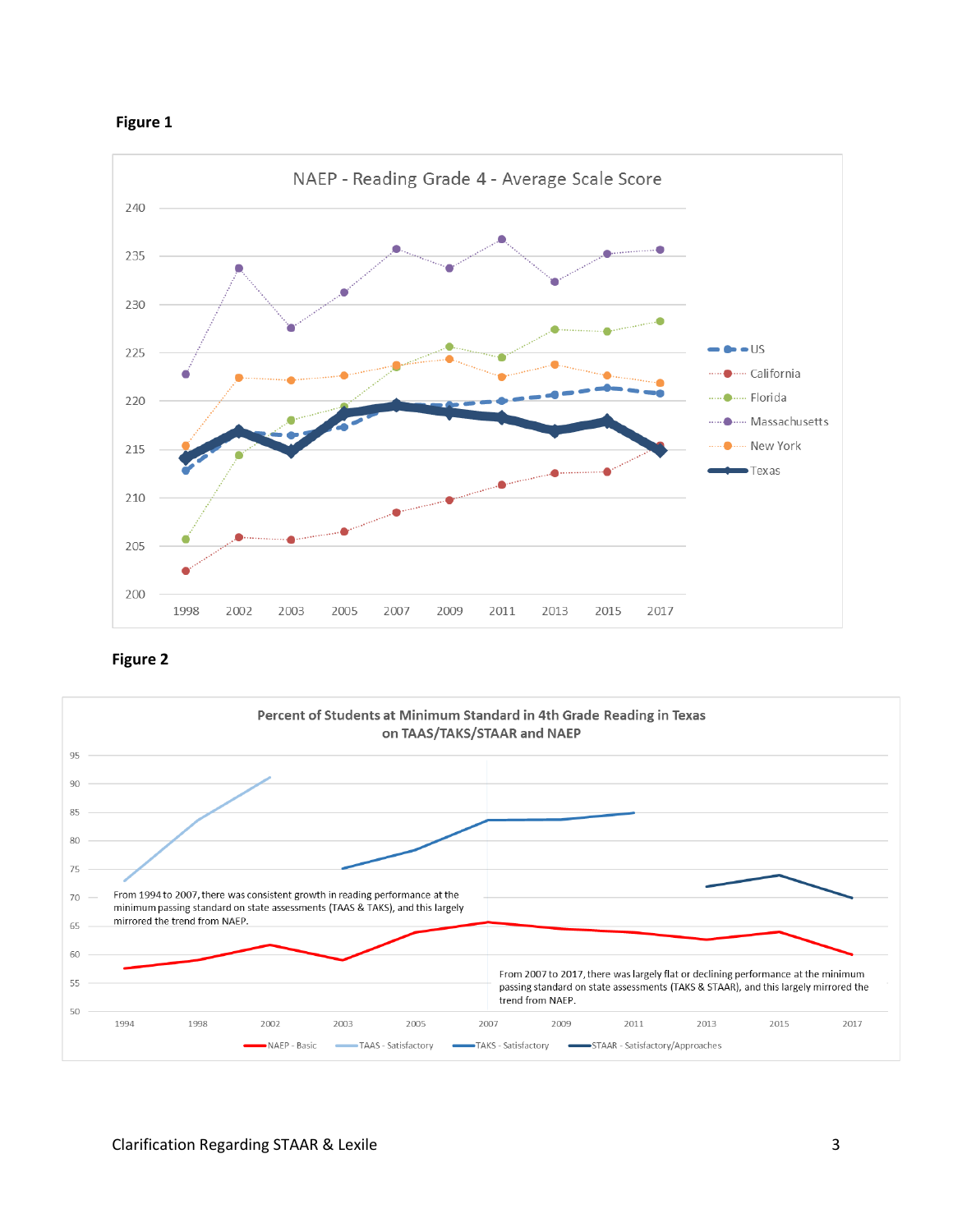**Figure 1**

**Figure 2**

From 1994 to 2007, there was consistent growth in reading performance at the minimum passing standard on state assessments (TAAS & TAKS), and this largely mirrored the trend from NAEP.

From 2007 to 2017, there was largely flat or declining performance at the minimum passing standard on state assessments (TAKS & STAAR), and this largely mirrored the trend from NAEP.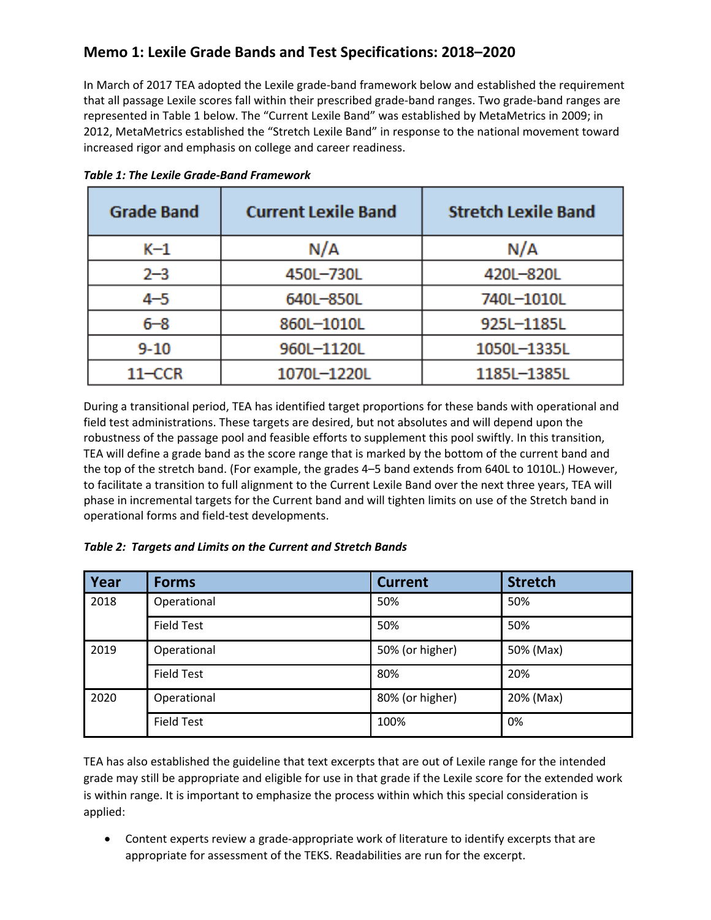## Memo 1: Lexile Grade Bands and Test Specifications: 2018–2020

In March of 2017 TEA adopted the Lexile grade-band framework below and established the requirement that all passage Lexile scores fall within their prescribed grade-band ranges. Two grade-band ranges are represented in Table 1 below. The "Current Lexile Band" was established by MetaMetrics in 2009; in 2012, MetaMetrics established the "Stretch Lexile Band" in response to the national movement toward increased rigor and emphasis on college and career readiness.

***Table 1: The Lexile Grade-Band Framework***

| Grade Band | Current Lexile Band | Stretch Lexile Band |
|---|---|---|
| K–1 | N/A | N/A |
| 2–3 | 450L–730L | 420L–820L |
| 4–5 | 640L–850L | 740L–1010L |
| 6–8 | 860L–1010L | 925L–1185L |
| 9-10 | 960L–1120L | 1050L–1335L |
| 11–CCR | 1070L–1220L | 1185L–1385L |

During a transitional period, TEA has identified target proportions for these bands with operational and field test administrations. These targets are desired, but not absolutes and will depend upon the robustness of the passage pool and feasible efforts to supplement this pool swiftly. In this transition, TEA will define a grade band as the score range that is marked by the bottom of the current band and the top of the stretch band. (For example, the grades 4–5 band extends from 640L to 1010L.) However, to facilitate a transition to full alignment to the Current Lexile Band over the next three years, TEA will phase in incremental targets for the Current band and will tighten limits on use of the Stretch band in operational forms and field-test developments.

***Table 2: Targets and Limits on the Current and Stretch Bands***

| Year | Forms | Current | Stretch |
|---|---|---|---|
| 2018 | Operational | 50% | 50% |
| | Field Test | 50% | 50% |
| 2019 | Operational | 50% (or higher) | 50% (Max) |
| | Field Test | 80% | 20% |
| 2020 | Operational | 80% (or higher) | 20% (Max) |
| | Field Test | 100% | 0% |

TEA has also established the guideline that text excerpts that are out of Lexile range for the intended grade may still be appropriate and eligible for use in that grade if the Lexile score for the extended work is within range. It is important to emphasize the process within which this special consideration is applied:

- Content experts review a grade-appropriate work of literature to identify excerpts that are appropriate for assessment of the TEKS. Readabilities are run for the excerpt.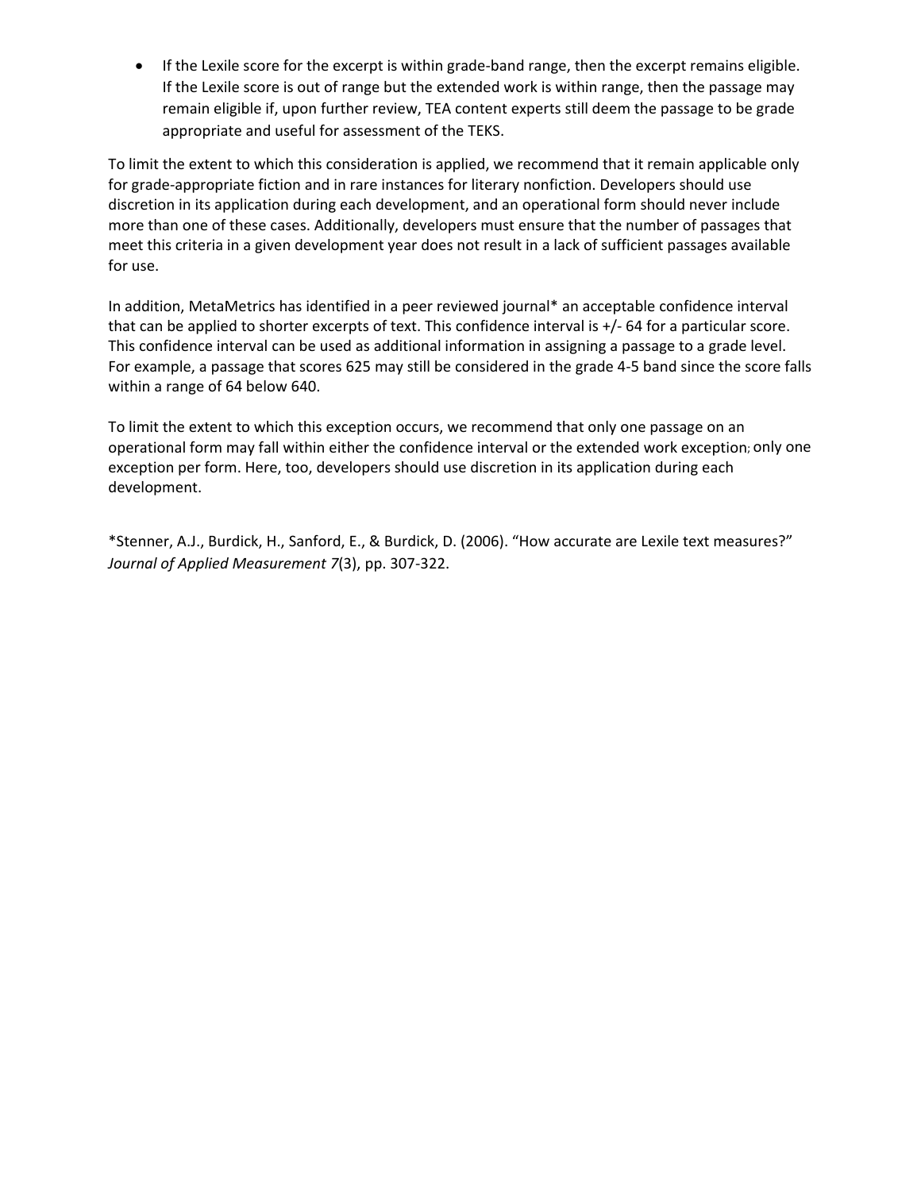- If the Lexile score for the excerpt is within grade-band range, then the excerpt remains eligible. If the Lexile score is out of range but the extended work is within range, then the passage may remain eligible if, upon further review, TEA content experts still deem the passage to be grade appropriate and useful for assessment of the TEKS.

To limit the extent to which this consideration is applied, we recommend that it remain applicable only for grade-appropriate fiction and in rare instances for literary nonfiction. Developers should use discretion in its application during each development, and an operational form should never include more than one of these cases. Additionally, developers must ensure that the number of passages that meet this criteria in a given development year does not result in a lack of sufficient passages available for use.

In addition, MetaMetrics has identified in a peer reviewed journal* an acceptable confidence interval that can be applied to shorter excerpts of text. This confidence interval is +/- 64 for a particular score. This confidence interval can be used as additional information in assigning a passage to a grade level. For example, a passage that scores 625 may still be considered in the grade 4-5 band since the score falls within a range of 64 below 640.

To limit the extent to which this exception occurs, we recommend that only one passage on an operational form may fall within either the confidence interval or the extended work exception; only one exception per form. Here, too, developers should use discretion in its application during each development.

*Stenner, A.J., Burdick, H., Sanford, E., & Burdick, D. (2006). "How accurate are Lexile text measures?" *Journal of Applied Measurement 7*(3), pp. 307-322.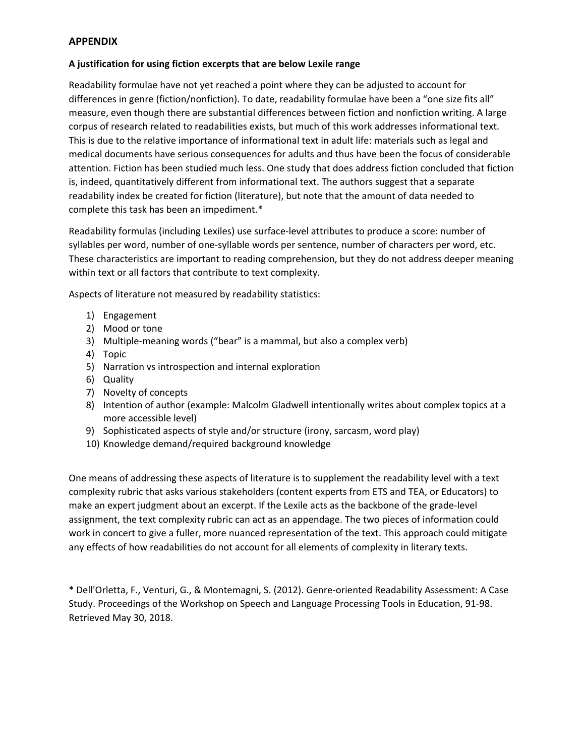## APPENDIX

**A justification for using fiction excerpts that are below Lexile range**

Readability formulae have not yet reached a point where they can be adjusted to account for differences in genre (fiction/nonfiction). To date, readability formulae have been a "one size fits all" measure, even though there are substantial differences between fiction and nonfiction writing. A large corpus of research related to readabilities exists, but much of this work addresses informational text. This is due to the relative importance of informational text in adult life: materials such as legal and medical documents have serious consequences for adults and thus have been the focus of considerable attention. Fiction has been studied much less. One study that does address fiction concluded that fiction is, indeed, quantitatively different from informational text. The authors suggest that a separate readability index be created for fiction (literature), but note that the amount of data needed to complete this task has been an impediment.*

Readability formulas (including Lexiles) use surface-level attributes to produce a score: number of syllables per word, number of one-syllable words per sentence, number of characters per word, etc. These characteristics are important to reading comprehension, but they do not address deeper meaning within text or all factors that contribute to text complexity.

Aspects of literature not measured by readability statistics:

1) Engagement
2) Mood or tone
3) Multiple-meaning words ("bear" is a mammal, but also a complex verb)
4) Topic
5) Narration vs introspection and internal exploration
6) Quality
7) Novelty of concepts
8) Intention of author (example: Malcolm Gladwell intentionally writes about complex topics at a more accessible level)
9) Sophisticated aspects of style and/or structure (irony, sarcasm, word play)
10) Knowledge demand/required background knowledge

One means of addressing these aspects of literature is to supplement the readability level with a text complexity rubric that asks various stakeholders (content experts from ETS and TEA, or Educators) to make an expert judgment about an excerpt. If the Lexile acts as the backbone of the grade-level assignment, the text complexity rubric can act as an appendage. The two pieces of information could work in concert to give a fuller, more nuanced representation of the text. This approach could mitigate any effects of how readabilities do not account for all elements of complexity in literary texts.

* Dell'Orletta, F., Venturi, G., & Montemagni, S. (2012). Genre-oriented Readability Assessment: A Case Study. Proceedings of the Workshop on Speech and Language Processing Tools in Education, 91-98. Retrieved May 30, 2018.